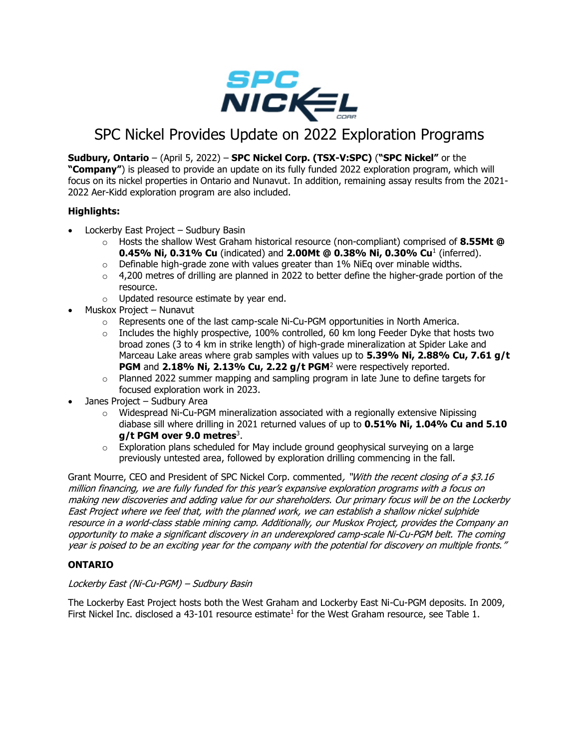# SPC Nickel Provides Update on 2022 Exploration Programs

**Sudbury, Ontario** – (April 5, 2022) – **SPC Nickel Corp. (TSX-V:SPC)** (**"SPC Nickel"** or the **"Company"**) is pleased to provide an update on its fully funded 2022 exploration program, which will focus on its nickel properties in Ontario and Nunavut. In addition, remaining assay results from the 2021-2022 Aer-Kidd exploration program are also included.

**Highlights:**

- Lockerby East Project – Sudbury Basin
  - Hosts the shallow West Graham historical resource (non-compliant) comprised of **8.55Mt @ 0.45% Ni, 0.31% Cu** (indicated) and **2.00Mt @ 0.38% Ni, 0.30% Cu**[1] (inferred).
  - Definable high-grade zone with values greater than 1% NiEq over minable widths.
  - 4,200 metres of drilling are planned in 2022 to better define the higher-grade portion of the resource.
  - Updated resource estimate by year end.
- Muskox Project – Nunavut
  - Represents one of the last camp-scale Ni-Cu-PGM opportunities in North America.
  - Includes the highly prospective, 100% controlled, 60 km long Feeder Dyke that hosts two broad zones (3 to 4 km in strike length) of high-grade mineralization at Spider Lake and Marceau Lake areas where grab samples with values up to **5.39% Ni, 2.88% Cu, 7.61 g/t PGM** and **2.18% Ni, 2.13% Cu, 2.22 g/t PGM**[2] were respectively reported.
  - Planned 2022 summer mapping and sampling program in late June to define targets for focused exploration work in 2023.
- Janes Project – Sudbury Area
  - Widespread Ni-Cu-PGM mineralization associated with a regionally extensive Nipissing diabase sill where drilling in 2021 returned values of up to **0.51% Ni, 1.04% Cu and 5.10 g/t PGM over 9.0 metres**[3].
  - Exploration plans scheduled for May include ground geophysical surveying on a large previously untested area, followed by exploration drilling commencing in the fall.

Grant Mourre, CEO and President of SPC Nickel Corp. commented, *"With the recent closing of a $3.16 million financing, we are fully funded for this year's expansive exploration programs with a focus on making new discoveries and adding value for our shareholders. Our primary focus will be on the Lockerby East Project where we feel that, with the planned work, we can establish a shallow nickel sulphide resource in a world-class stable mining camp. Additionally, our Muskox Project, provides the Company an opportunity to make a significant discovery in an underexplored camp-scale Ni-Cu-PGM belt. The coming year is poised to be an exciting year for the company with the potential for discovery on multiple fronts."*

## ONTARIO

*Lockerby East (Ni-Cu-PGM) – Sudbury Basin*

The Lockerby East Project hosts both the West Graham and Lockerby East Ni-Cu-PGM deposits. In 2009, First Nickel Inc. disclosed a 43-101 resource estimate[1] for the West Graham resource, see Table 1.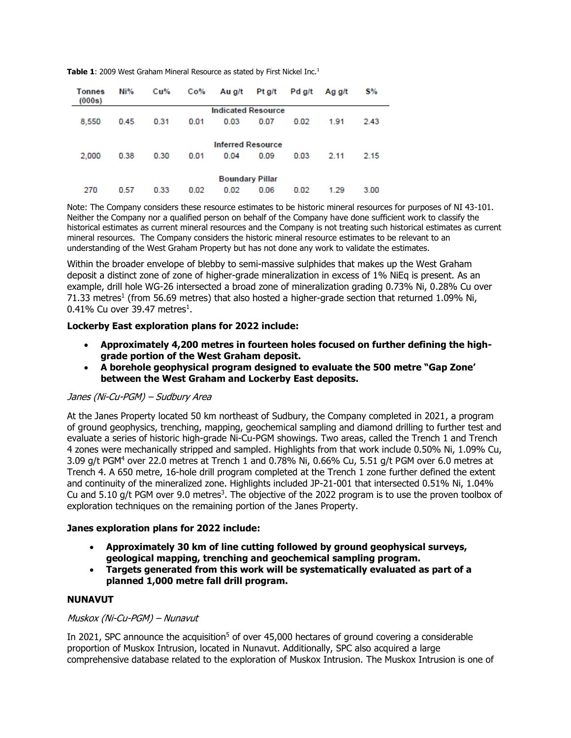**Table 1**: 2009 West Graham Mineral Resource as stated by First Nickel Inc.[1]

| Tonnes (000s) | Ni% | Cu% | Co% | Au g/t | Pt g/t | Pd g/t | Ag g/t | S% |
|---|---|---|---|---|---|---|---|---|
| Indicated Resource | | | | | | | | |
| 8,550 | 0.45 | 0.31 | 0.01 | 0.03 | 0.07 | 0.02 | 1.91 | 2.43 |
| Inferred Resource | | | | | | | | |
| 2,000 | 0.38 | 0.30 | 0.01 | 0.04 | 0.09 | 0.03 | 2.11 | 2.15 |
| Boundary Pillar | | | | | | | | |
| 270 | 0.57 | 0.33 | 0.02 | 0.02 | 0.06 | 0.02 | 1.29 | 3.00 |

Note: The Company considers these resource estimates to be historic mineral resources for purposes of NI 43-101. Neither the Company nor a qualified person on behalf of the Company have done sufficient work to classify the historical estimates as current mineral resources and the Company is not treating such historical estimates as current mineral resources. The Company considers the historic mineral resource estimates to be relevant to an understanding of the West Graham Property but has not done any work to validate the estimates.

Within the broader envelope of blebby to semi-massive sulphides that makes up the West Graham deposit a distinct zone of zone of higher-grade mineralization in excess of 1% NiEq is present. As an example, drill hole WG-26 intersected a broad zone of mineralization grading 0.73% Ni, 0.28% Cu over 71.33 metres[1] (from 56.69 metres) that also hosted a higher-grade section that returned 1.09% Ni, 0.41% Cu over 39.47 metres[1].

**Lockerby East exploration plans for 2022 include:**

- **Approximately 4,200 metres in fourteen holes focused on further defining the high-grade portion of the West Graham deposit.**
- **A borehole geophysical program designed to evaluate the 500 metre "Gap Zone' between the West Graham and Lockerby East deposits.**

*Janes (Ni-Cu-PGM) – Sudbury Area*

At the Janes Property located 50 km northeast of Sudbury, the Company completed in 2021, a program of ground geophysics, trenching, mapping, geochemical sampling and diamond drilling to further test and evaluate a series of historic high-grade Ni-Cu-PGM showings. Two areas, called the Trench 1 and Trench 4 zones were mechanically stripped and sampled. Highlights from that work include 0.50% Ni, 1.09% Cu, 3.09 g/t PGM[4] over 22.0 metres at Trench 1 and 0.78% Ni, 0.66% Cu, 5.51 g/t PGM over 6.0 metres at Trench 4. A 650 metre, 16-hole drill program completed at the Trench 1 zone further defined the extent and continuity of the mineralized zone. Highlights included JP-21-001 that intersected 0.51% Ni, 1.04% Cu and 5.10 g/t PGM over 9.0 metres[3]. The objective of the 2022 program is to use the proven toolbox of exploration techniques on the remaining portion of the Janes Property.

**Janes exploration plans for 2022 include:**

- **Approximately 30 km of line cutting followed by ground geophysical surveys, geological mapping, trenching and geochemical sampling program.**
- **Targets generated from this work will be systematically evaluated as part of a planned 1,000 metre fall drill program.**

**NUNAVUT**

*Muskox (Ni-Cu-PGM) – Nunavut*

In 2021, SPC announce the acquisition[5] of over 45,000 hectares of ground covering a considerable proportion of Muskox Intrusion, located in Nunavut. Additionally, SPC also acquired a large comprehensive database related to the exploration of Muskox Intrusion. The Muskox Intrusion is one of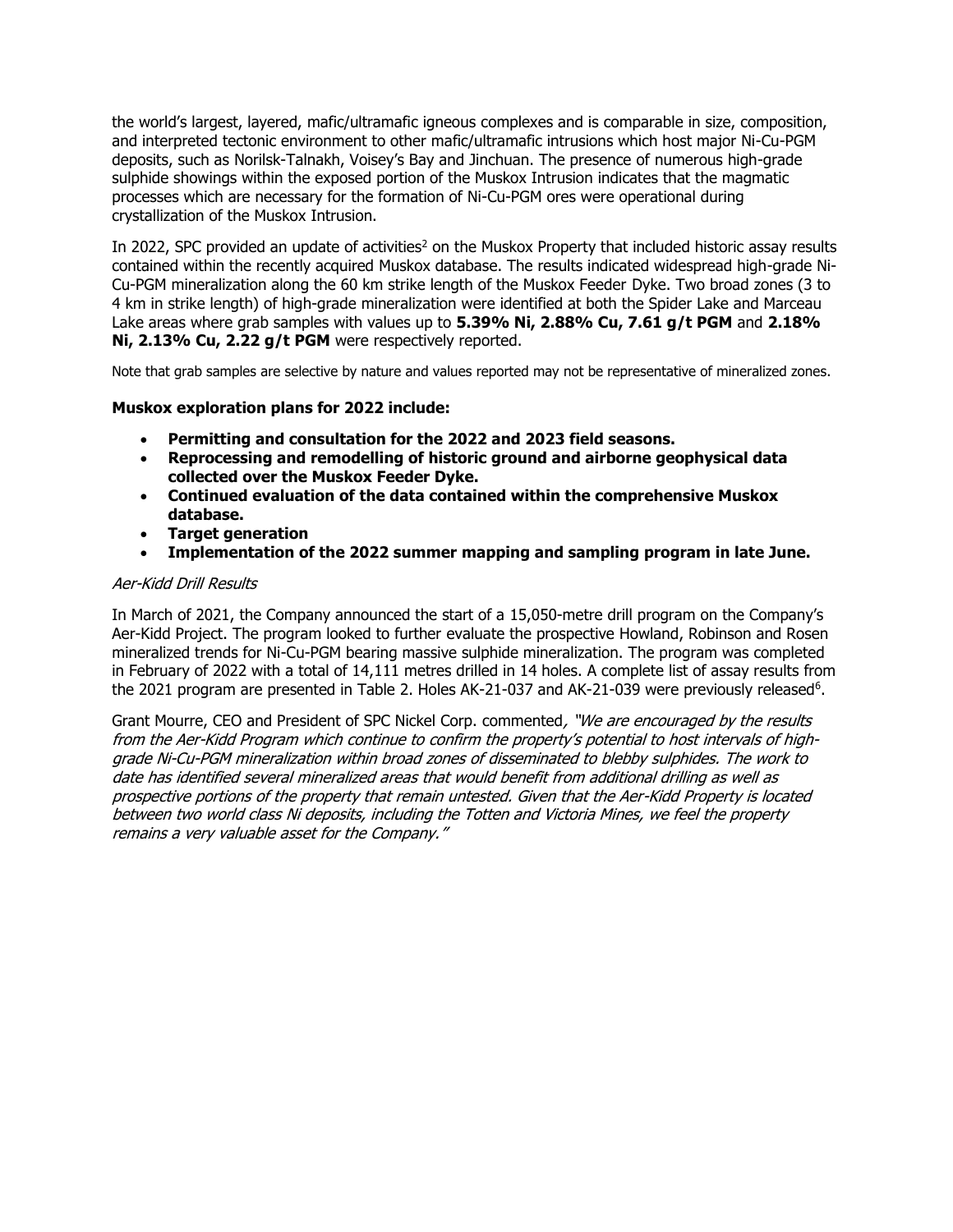the world's largest, layered, mafic/ultramafic igneous complexes and is comparable in size, composition, and interpreted tectonic environment to other mafic/ultramafic intrusions which host major Ni-Cu-PGM deposits, such as Norilsk-Talnakh, Voisey's Bay and Jinchuan. The presence of numerous high-grade sulphide showings within the exposed portion of the Muskox Intrusion indicates that the magmatic processes which are necessary for the formation of Ni-Cu-PGM ores were operational during crystallization of the Muskox Intrusion.

In 2022, SPC provided an update of activities[2] on the Muskox Property that included historic assay results contained within the recently acquired Muskox database. The results indicated widespread high-grade Ni-Cu-PGM mineralization along the 60 km strike length of the Muskox Feeder Dyke. Two broad zones (3 to 4 km in strike length) of high-grade mineralization were identified at both the Spider Lake and Marceau Lake areas where grab samples with values up to **5.39% Ni, 2.88% Cu, 7.61 g/t PGM** and **2.18% Ni, 2.13% Cu, 2.22 g/t PGM** were respectively reported.

Note that grab samples are selective by nature and values reported may not be representative of mineralized zones.

**Muskox exploration plans for 2022 include:**

- **Permitting and consultation for the 2022 and 2023 field seasons.**
- **Reprocessing and remodelling of historic ground and airborne geophysical data collected over the Muskox Feeder Dyke.**
- **Continued evaluation of the data contained within the comprehensive Muskox database.**
- **Target generation**
- **Implementation of the 2022 summer mapping and sampling program in late June.**

*Aer-Kidd Drill Results*

In March of 2021, the Company announced the start of a 15,050-metre drill program on the Company's Aer-Kidd Project. The program looked to further evaluate the prospective Howland, Robinson and Rosen mineralized trends for Ni-Cu-PGM bearing massive sulphide mineralization. The program was completed in February of 2022 with a total of 14,111 metres drilled in 14 holes. A complete list of assay results from the 2021 program are presented in Table 2. Holes AK-21-037 and AK-21-039 were previously released[6].

Grant Mourre, CEO and President of SPC Nickel Corp. commented, *"We are encouraged by the results from the Aer-Kidd Program which continue to confirm the property's potential to host intervals of high-grade Ni-Cu-PGM mineralization within broad zones of disseminated to blebby sulphides. The work to date has identified several mineralized areas that would benefit from additional drilling as well as prospective portions of the property that remain untested. Given that the Aer-Kidd Property is located between two world class Ni deposits, including the Totten and Victoria Mines, we feel the property remains a very valuable asset for the Company."*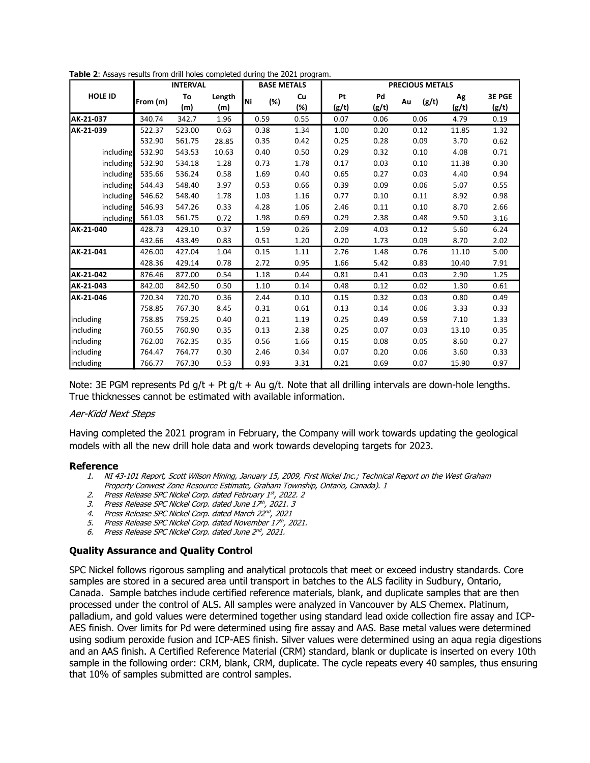**Table 2**: Assays results from drill holes completed during the 2021 program.

| HOLE ID | INTERVAL | | | BASE METALS | | PRECIOUS METALS | | | | |
|---|---|---|---|---|---|---|---|---|---|---|
| | From (m) | To (m) | Length (m) | Ni (%) | Cu (%) | Pt (g/t) | Pd (g/t) | Au (g/t) | Ag (g/t) | 3E PGE (g/t) |
| AK-21-037 | 340.74 | 342.7 | 1.96 | 0.59 | 0.55 | 0.07 | 0.06 | 0.06 | 4.79 | 0.19 |
| AK-21-039 | 522.37 | 523.00 | 0.63 | 0.38 | 1.34 | 1.00 | 0.20 | 0.12 | 11.85 | 1.32 |
| | 532.90 | 561.75 | 28.85 | 0.35 | 0.42 | 0.25 | 0.28 | 0.09 | 3.70 | 0.62 |
| including | 532.90 | 543.53 | 10.63 | 0.40 | 0.50 | 0.29 | 0.32 | 0.10 | 4.08 | 0.71 |
| including | 532.90 | 534.18 | 1.28 | 0.73 | 1.78 | 0.17 | 0.03 | 0.10 | 11.38 | 0.30 |
| including | 535.66 | 536.24 | 0.58 | 1.69 | 0.40 | 0.65 | 0.27 | 0.03 | 4.40 | 0.94 |
| including | 544.43 | 548.40 | 3.97 | 0.53 | 0.66 | 0.39 | 0.09 | 0.06 | 5.07 | 0.55 |
| including | 546.62 | 548.40 | 1.78 | 1.03 | 1.16 | 0.77 | 0.10 | 0.11 | 8.92 | 0.98 |
| including | 546.93 | 547.26 | 0.33 | 4.28 | 1.06 | 2.46 | 0.11 | 0.10 | 8.70 | 2.66 |
| including | 561.03 | 561.75 | 0.72 | 1.98 | 0.69 | 0.29 | 2.38 | 0.48 | 9.50 | 3.16 |
| AK-21-040 | 428.73 | 429.10 | 0.37 | 1.59 | 0.26 | 2.09 | 4.03 | 0.12 | 5.60 | 6.24 |
| | 432.66 | 433.49 | 0.83 | 0.51 | 1.20 | 0.20 | 1.73 | 0.09 | 8.70 | 2.02 |
| AK-21-041 | 426.00 | 427.04 | 1.04 | 0.15 | 1.11 | 2.76 | 1.48 | 0.76 | 11.10 | 5.00 |
| | 428.36 | 429.14 | 0.78 | 2.72 | 0.95 | 1.66 | 5.42 | 0.83 | 10.40 | 7.91 |
| AK-21-042 | 876.46 | 877.00 | 0.54 | 1.18 | 0.44 | 0.81 | 0.41 | 0.03 | 2.90 | 1.25 |
| AK-21-043 | 842.00 | 842.50 | 0.50 | 1.10 | 0.14 | 0.48 | 0.12 | 0.02 | 1.30 | 0.61 |
| AK-21-046 | 720.34 | 720.70 | 0.36 | 2.44 | 0.10 | 0.15 | 0.32 | 0.03 | 0.80 | 0.49 |
| | 758.85 | 767.30 | 8.45 | 0.31 | 0.61 | 0.13 | 0.14 | 0.06 | 3.33 | 0.33 |
| including | 758.85 | 759.25 | 0.40 | 0.21 | 1.19 | 0.25 | 0.49 | 0.59 | 7.10 | 1.33 |
| including | 760.55 | 760.90 | 0.35 | 0.13 | 2.38 | 0.25 | 0.07 | 0.03 | 13.10 | 0.35 |
| including | 762.00 | 762.35 | 0.35 | 0.56 | 1.66 | 0.15 | 0.08 | 0.05 | 8.60 | 0.27 |
| including | 764.47 | 764.77 | 0.30 | 2.46 | 0.34 | 0.07 | 0.20 | 0.06 | 3.60 | 0.33 |
| including | 766.77 | 767.30 | 0.53 | 0.93 | 3.31 | 0.21 | 0.69 | 0.07 | 15.90 | 0.97 |

Note: 3E PGM represents Pd g/t + Pt g/t + Au g/t. Note that all drilling intervals are down-hole lengths. True thicknesses cannot be estimated with available information.

*Aer-Kidd Next Steps*

Having completed the 2021 program in February, the Company will work towards updating the geological models with all the new drill hole data and work towards developing targets for 2023.

### Reference

1. *NI 43-101 Report, Scott Wilson Mining, January 15, 2009, First Nickel Inc.; Technical Report on the West Graham Property Conwest Zone Resource Estimate, Graham Township, Ontario, Canada). 1*
2. *Press Release SPC Nickel Corp. dated February 1st, 2022. 2*
3. *Press Release SPC Nickel Corp. dated June 17th, 2021. 3*
4. *Press Release SPC Nickel Corp. dated March 22nd, 2021*
5. *Press Release SPC Nickel Corp. dated November 17th, 2021.*
6. *Press Release SPC Nickel Corp. dated June 2nd, 2021.*

### Quality Assurance and Quality Control

SPC Nickel follows rigorous sampling and analytical protocols that meet or exceed industry standards. Core samples are stored in a secured area until transport in batches to the ALS facility in Sudbury, Ontario, Canada. Sample batches include certified reference materials, blank, and duplicate samples that are then processed under the control of ALS. All samples were analyzed in Vancouver by ALS Chemex. Platinum, palladium, and gold values were determined together using standard lead oxide collection fire assay and ICP-AES finish. Over limits for Pd were determined using fire assay and AAS. Base metal values were determined using sodium peroxide fusion and ICP-AES finish. Silver values were determined using an aqua regia digestions and an AAS finish. A Certified Reference Material (CRM) standard, blank or duplicate is inserted on every 10th sample in the following order: CRM, blank, CRM, duplicate. The cycle repeats every 40 samples, thus ensuring that 10% of samples submitted are control samples.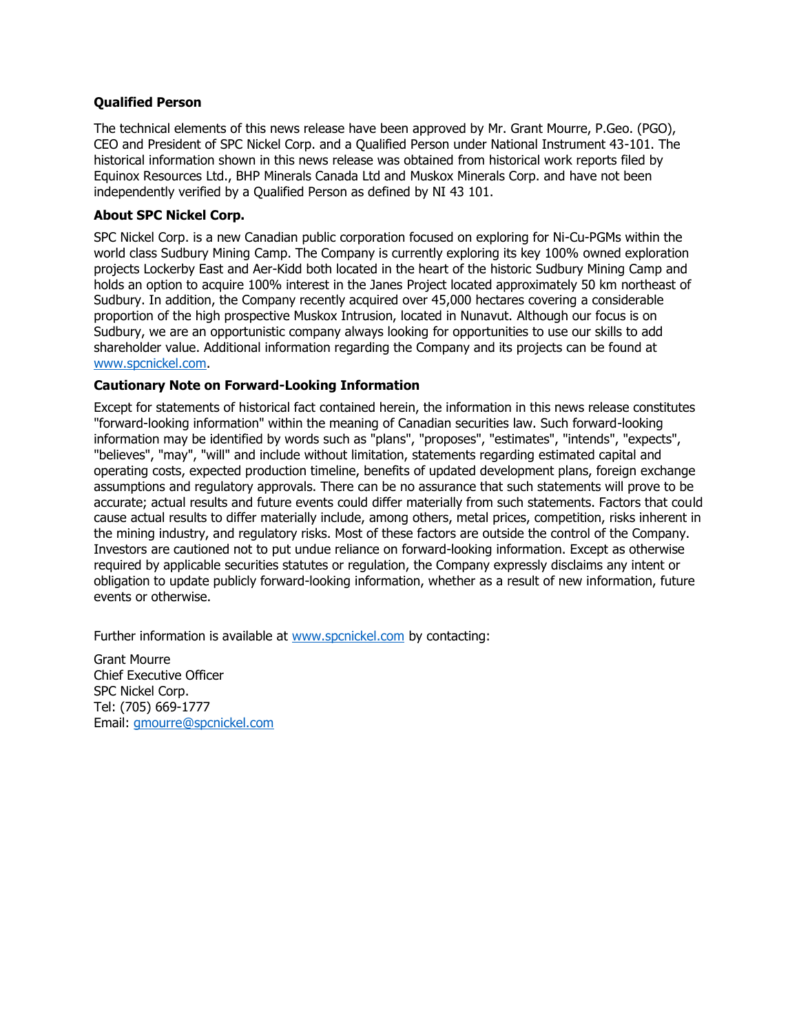**Qualified Person**

The technical elements of this news release have been approved by Mr. Grant Mourre, P.Geo. (PGO), CEO and President of SPC Nickel Corp. and a Qualified Person under National Instrument 43-101. The historical information shown in this news release was obtained from historical work reports filed by Equinox Resources Ltd., BHP Minerals Canada Ltd and Muskox Minerals Corp. and have not been independently verified by a Qualified Person as defined by NI 43 101.

**About SPC Nickel Corp.**

SPC Nickel Corp. is a new Canadian public corporation focused on exploring for Ni-Cu-PGMs within the world class Sudbury Mining Camp. The Company is currently exploring its key 100% owned exploration projects Lockerby East and Aer-Kidd both located in the heart of the historic Sudbury Mining Camp and holds an option to acquire 100% interest in the Janes Project located approximately 50 km northeast of Sudbury. In addition, the Company recently acquired over 45,000 hectares covering a considerable proportion of the high prospective Muskox Intrusion, located in Nunavut. Although our focus is on Sudbury, we are an opportunistic company always looking for opportunities to use our skills to add shareholder value. Additional information regarding the Company and its projects can be found at www.spcnickel.com.

**Cautionary Note on Forward-Looking Information**

Except for statements of historical fact contained herein, the information in this news release constitutes "forward-looking information" within the meaning of Canadian securities law. Such forward-looking information may be identified by words such as "plans", "proposes", "estimates", "intends", "expects", "believes", "may", "will" and include without limitation, statements regarding estimated capital and operating costs, expected production timeline, benefits of updated development plans, foreign exchange assumptions and regulatory approvals. There can be no assurance that such statements will prove to be accurate; actual results and future events could differ materially from such statements. Factors that could cause actual results to differ materially include, among others, metal prices, competition, risks inherent in the mining industry, and regulatory risks. Most of these factors are outside the control of the Company. Investors are cautioned not to put undue reliance on forward-looking information. Except as otherwise required by applicable securities statutes or regulation, the Company expressly disclaims any intent or obligation to update publicly forward-looking information, whether as a result of new information, future events or otherwise.

Further information is available at www.spcnickel.com by contacting:

Grant Mourre
Chief Executive Officer
SPC Nickel Corp.
Tel: (705) 669-1777
Email: gmourre@spcnickel.com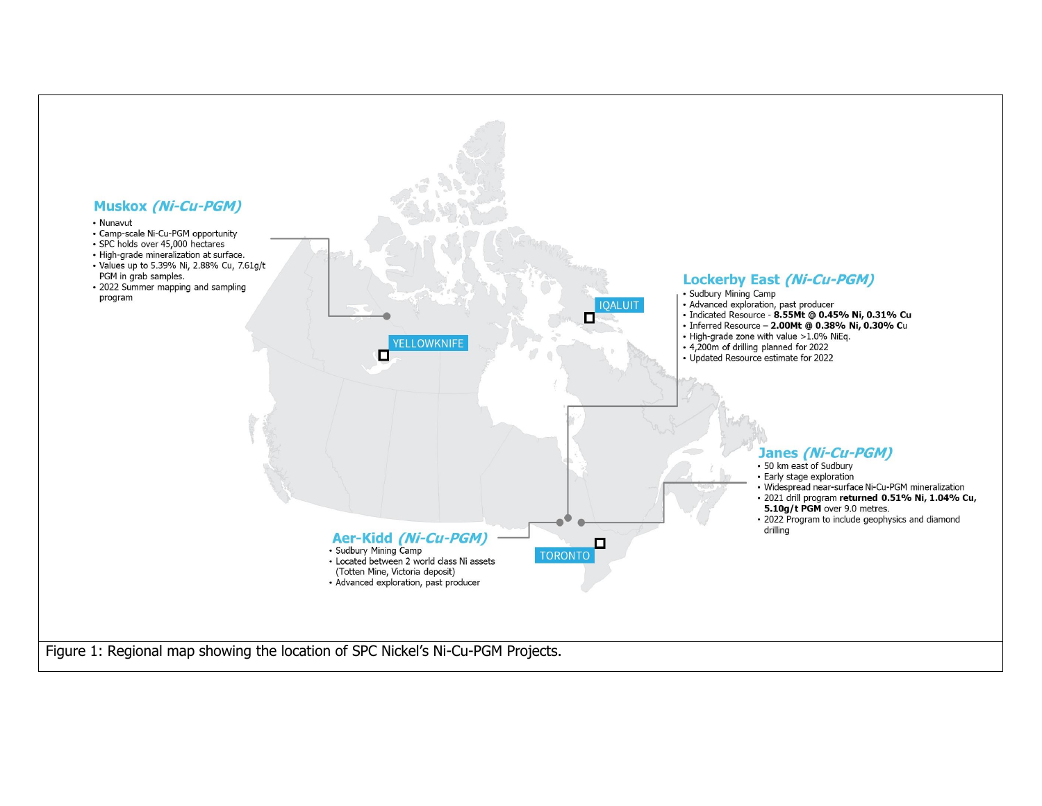Muskox (Ni-Cu-PGM)

- Nunavut
- Camp-scale Ni-Cu-PGM opportunity
- SPC holds over 45,000 hectares
- High-grade mineralization at surface.
- Values up to 5.39% Ni, 2.88% Cu, 7.61g/t PGM in grab samples.
- 2022 Summer mapping and sampling program

Lockerby East (Ni-Cu-PGM)

- Sudbury Mining Camp
- Advanced exploration, past producer
- Indicated Resource - **8.55Mt @ 0.45% Ni, 0.31% Cu**
- Inferred Resource – **2.00Mt @ 0.38% Ni, 0.30% Cu**
- High-grade zone with value >1.0% NiEq.
- 4,200m of drilling planned for 2022
- Updated Resource estimate for 2022

Janes (Ni-Cu-PGM)

- 50 km east of Sudbury
- Early stage exploration
- Widespread near-surface Ni-Cu-PGM mineralization
- 2021 drill program **returned 0.51% Ni, 1.04% Cu, 5.10g/t PGM** over 9.0 metres.
- 2022 Program to include geophysics and diamond drilling

Aer-Kidd (Ni-Cu-PGM)

- Sudbury Mining Camp
- Located between 2 world class Ni assets (Totten Mine, Victoria deposit)
- Advanced exploration, past producer

IQALUIT

YELLOWKNIFE

TORONTO

Figure 1: Regional map showing the location of SPC Nickel's Ni-Cu-PGM Projects.